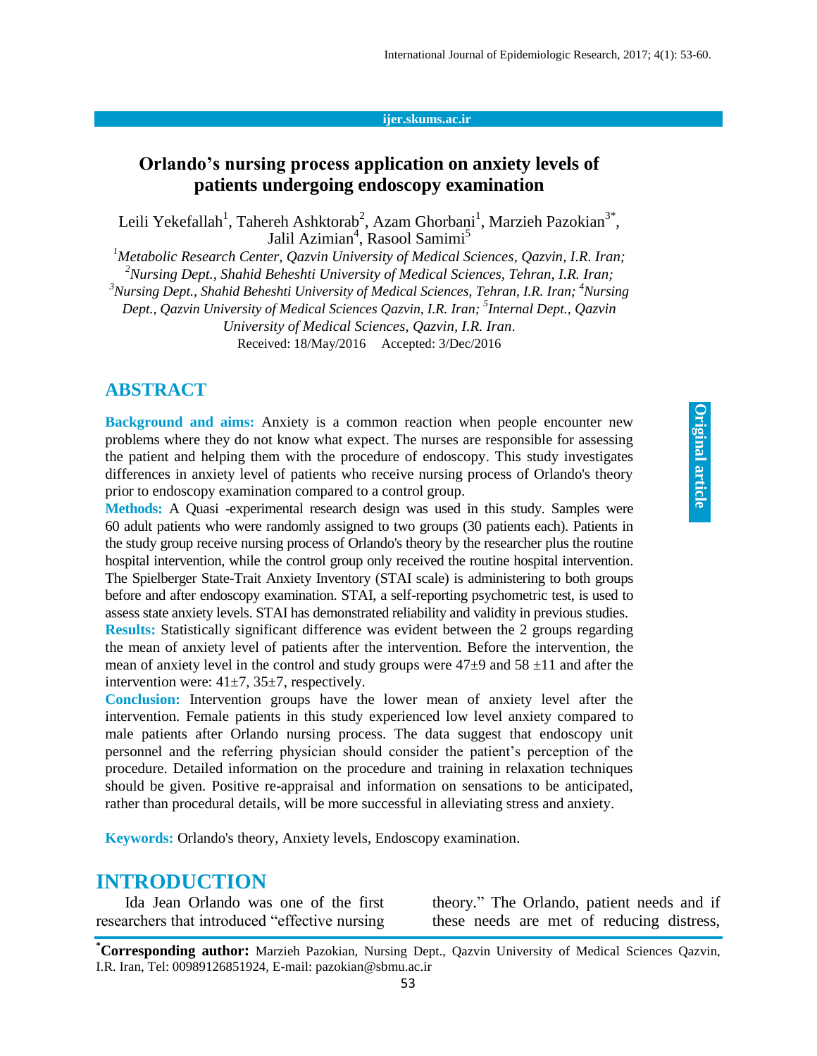# Orlando's nursing process application on anxiety levels of patients undergoing endoscopy examination

Leili Yekefallah[1], Tahereh Ashktorab[2], Azam Ghorbani[1], Marzieh Pazokian[3*], Jalil Azimian[4], Rasool Samimi[5]

[1]*Metabolic Research Center, Qazvin University of Medical Sciences, Qazvin, I.R. Iran;* [2]*Nursing Dept., Shahid Beheshti University of Medical Sciences, Tehran, I.R. Iran;* [3]*Nursing Dept., Shahid Beheshti University of Medical Sciences, Tehran, I.R. Iran;* [4]*Nursing Dept., Qazvin University of Medical Sciences Qazvin, I.R. Iran;* [5]*Internal Dept., Qazvin University of Medical Sciences, Qazvin, I.R. Iran.*

Received: 18/May/2016 Accepted: 3/Dec/2016

Original article

## ABSTRACT

**Background and aims:** Anxiety is a common reaction when people encounter new problems where they do not know what expect. The nurses are responsible for assessing the patient and helping them with the procedure of endoscopy. This study investigates differences in anxiety level of patients who receive nursing process of Orlando's theory prior to endoscopy examination compared to a control group.

**Methods:** A Quasi -experimental research design was used in this study. Samples were 60 adult patients who were randomly assigned to two groups (30 patients each). Patients in the study group receive nursing process of Orlando's theory by the researcher plus the routine hospital intervention, while the control group only received the routine hospital intervention. The Spielberger State-Trait Anxiety Inventory (STAI scale) is administering to both groups before and after endoscopy examination. STAI, a self-reporting psychometric test, is used to assess state anxiety levels. STAI has demonstrated reliability and validity in previous studies.

**Results:** Statistically significant difference was evident between the 2 groups regarding the mean of anxiety level of patients after the intervention. Before the intervention, the mean of anxiety level in the control and study groups were 47±9 and 58 ±11 and after the intervention were: 41±7, 35±7, respectively.

**Conclusion:** Intervention groups have the lower mean of anxiety level after the intervention. Female patients in this study experienced low level anxiety compared to male patients after Orlando nursing process. The data suggest that endoscopy unit personnel and the referring physician should consider the patient's perception of the procedure. Detailed information on the procedure and training in relaxation techniques should be given. Positive re-appraisal and information on sensations to be anticipated, rather than procedural details, will be more successful in alleviating stress and anxiety.

**Keywords:** Orlando's theory, Anxiety levels, Endoscopy examination.

## INTRODUCTION

Ida Jean Orlando was one of the first researchers that introduced "effective nursing theory." The Orlando, patient needs and if these needs are met of reducing distress,

**\*Corresponding author:** Marzieh Pazokian, Nursing Dept., Qazvin University of Medical Sciences Qazvin, I.R. Iran, Tel: 00989126851924, E-mail: pazokian@sbmu.ac.ir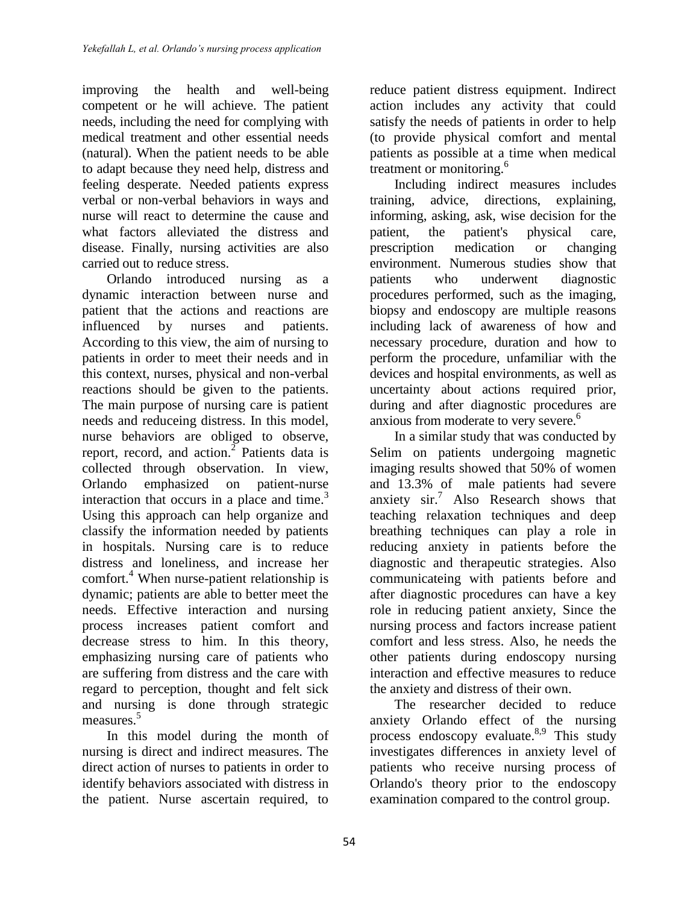improving the health and well-being competent or he will achieve. The patient needs, including the need for complying with medical treatment and other essential needs (natural). When the patient needs to be able to adapt because they need help, distress and feeling desperate. Needed patients express verbal or non-verbal behaviors in ways and nurse will react to determine the cause and what factors alleviated the distress and disease. Finally, nursing activities are also carried out to reduce stress.

Orlando introduced nursing as a dynamic interaction between nurse and patient that the actions and reactions are influenced by nurses and patients. According to this view, the aim of nursing to patients in order to meet their needs and in this context, nurses, physical and non-verbal reactions should be given to the patients. The main purpose of nursing care is patient needs and reduceing distress. In this model, nurse behaviors are obliged to observe, report, record, and action.[2] Patients data is collected through observation. In view, Orlando emphasized on patient-nurse interaction that occurs in a place and time.[3] Using this approach can help organize and classify the information needed by patients in hospitals. Nursing care is to reduce distress and loneliness, and increase her comfort.[4] When nurse-patient relationship is dynamic; patients are able to better meet the needs. Effective interaction and nursing process increases patient comfort and decrease stress to him. In this theory, emphasizing nursing care of patients who are suffering from distress and the care with regard to perception, thought and felt sick and nursing is done through strategic measures.[5]

In this model during the month of nursing is direct and indirect measures. The direct action of nurses to patients in order to identify behaviors associated with distress in the patient. Nurse ascertain required, to reduce patient distress equipment. Indirect action includes any activity that could satisfy the needs of patients in order to help (to provide physical comfort and mental patients as possible at a time when medical treatment or monitoring.[6]

Including indirect measures includes training, advice, directions, explaining, informing, asking, ask, wise decision for the patient, the patient's physical care, prescription medication or changing environment. Numerous studies show that patients who underwent diagnostic procedures performed, such as the imaging, biopsy and endoscopy are multiple reasons including lack of awareness of how and necessary procedure, duration and how to perform the procedure, unfamiliar with the devices and hospital environments, as well as uncertainty about actions required prior, during and after diagnostic procedures are anxious from moderate to very severe.[6]

In a similar study that was conducted by Selim on patients undergoing magnetic imaging results showed that 50% of women and 13.3% of male patients had severe anxiety sir.[7] Also Research shows that teaching relaxation techniques and deep breathing techniques can play a role in reducing anxiety in patients before the diagnostic and therapeutic strategies. Also communicateing with patients before and after diagnostic procedures can have a key role in reducing patient anxiety, Since the nursing process and factors increase patient comfort and less stress. Also, he needs the other patients during endoscopy nursing interaction and effective measures to reduce the anxiety and distress of their own.

The researcher decided to reduce anxiety Orlando effect of the nursing process endoscopy evaluate.[8,9] This study investigates differences in anxiety level of patients who receive nursing process of Orlando's theory prior to the endoscopy examination compared to the control group.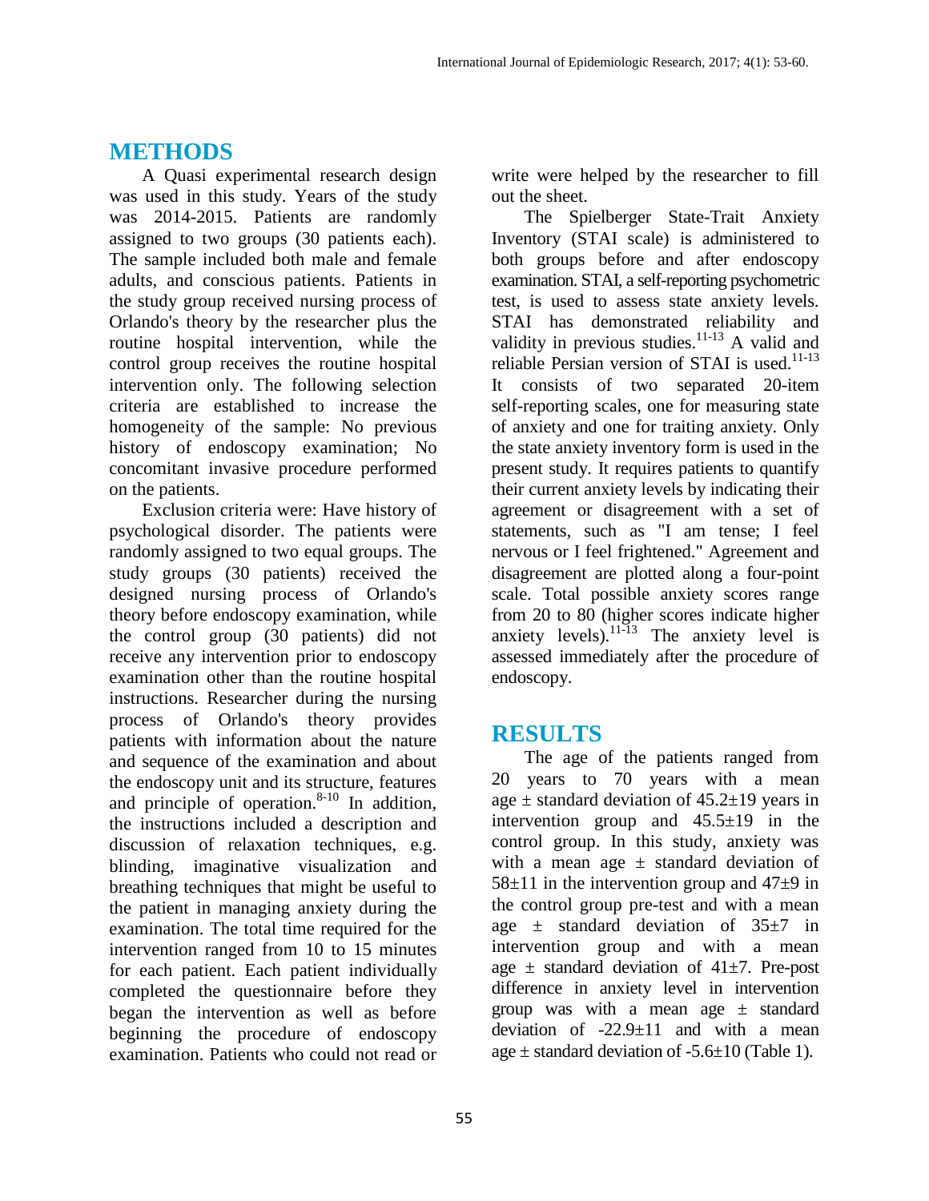## METHODS

A Quasi experimental research design was used in this study. Years of the study was 2014-2015. Patients are randomly assigned to two groups (30 patients each). The sample included both male and female adults, and conscious patients. Patients in the study group received nursing process of Orlando's theory by the researcher plus the routine hospital intervention, while the control group receives the routine hospital intervention only. The following selection criteria are established to increase the homogeneity of the sample: No previous history of endoscopy examination; No concomitant invasive procedure performed on the patients.

Exclusion criteria were: Have history of psychological disorder. The patients were randomly assigned to two equal groups. The study groups (30 patients) received the designed nursing process of Orlando's theory before endoscopy examination, while the control group (30 patients) did not receive any intervention prior to endoscopy examination other than the routine hospital instructions. Researcher during the nursing process of Orlando's theory provides patients with information about the nature and sequence of the examination and about the endoscopy unit and its structure, features and principle of operation.[8-10] In addition, the instructions included a description and discussion of relaxation techniques, e.g. blinding, imaginative visualization and breathing techniques that might be useful to the patient in managing anxiety during the examination. The total time required for the intervention ranged from 10 to 15 minutes for each patient. Each patient individually completed the questionnaire before they began the intervention as well as before beginning the procedure of endoscopy examination. Patients who could not read or write were helped by the researcher to fill out the sheet.

The Spielberger State-Trait Anxiety Inventory (STAI scale) is administered to both groups before and after endoscopy examination. STAI, a self-reporting psychometric test, is used to assess state anxiety levels. STAI has demonstrated reliability and validity in previous studies.[11-13] A valid and reliable Persian version of STAI is used.[11-13] It consists of two separated 20-item self-reporting scales, one for measuring state of anxiety and one for traiting anxiety. Only the state anxiety inventory form is used in the present study. It requires patients to quantify their current anxiety levels by indicating their agreement or disagreement with a set of statements, such as "I am tense; I feel nervous or I feel frightened." Agreement and disagreement are plotted along a four-point scale. Total possible anxiety scores range from 20 to 80 (higher scores indicate higher anxiety levels).[11-13] The anxiety level is assessed immediately after the procedure of endoscopy.

## RESULTS

The age of the patients ranged from 20 years to 70 years with a mean age ± standard deviation of 45.2±19 years in intervention group and 45.5±19 in the control group. In this study, anxiety was with a mean age ± standard deviation of 58±11 in the intervention group and 47±9 in the control group pre-test and with a mean age ± standard deviation of 35±7 in intervention group and with a mean age ± standard deviation of 41±7. Pre-post difference in anxiety level in intervention group was with a mean age ± standard deviation of -22.9±11 and with a mean age ± standard deviation of -5.6±10 (Table 1).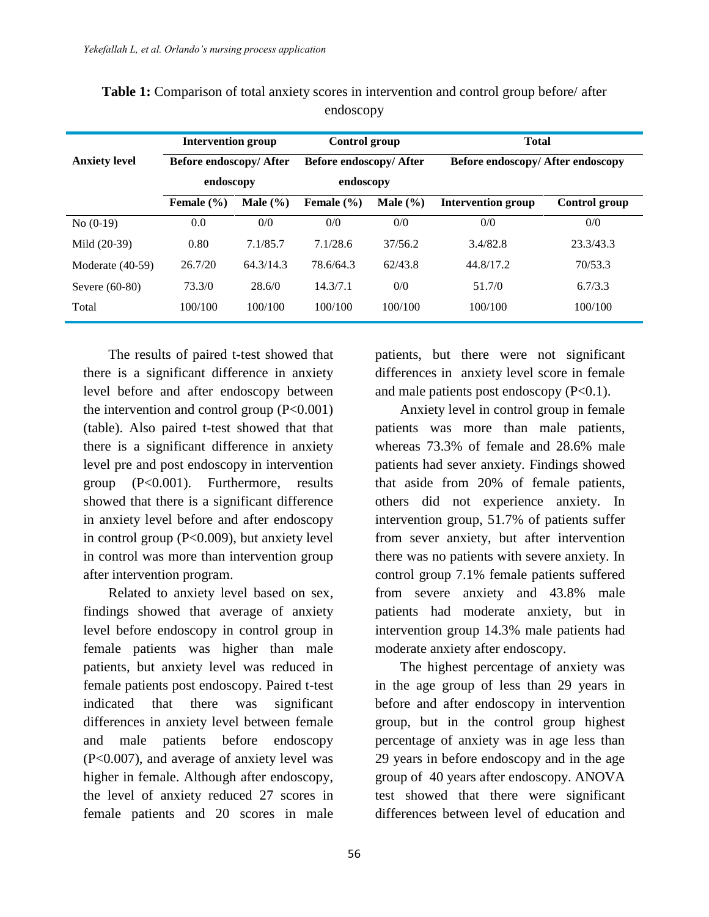**Table 1:** Comparison of total anxiety scores in intervention and control group before/ after endoscopy

| Anxiety level | Intervention group | | Control group | | Total | |
|---|---|---|---|---|---|---|
| | Before endoscopy/ After endoscopy | | Before endoscopy/ After endoscopy | | Before endoscopy/ After endoscopy | |
| | Female (%) | Male (%) | Female (%) | Male (%) | Intervention group | Control group |
| No (0-19) | 0.0 | 0/0 | 0/0 | 0/0 | 0/0 | 0/0 |
| Mild (20-39) | 0.80 | 7.1/85.7 | 7.1/28.6 | 37/56.2 | 3.4/82.8 | 23.3/43.3 |
| Moderate (40-59) | 26.7/20 | 64.3/14.3 | 78.6/64.3 | 62/43.8 | 44.8/17.2 | 70/53.3 |
| Severe (60-80) | 73.3/0 | 28.6/0 | 14.3/7.1 | 0/0 | 51.7/0 | 6.7/3.3 |
| Total | 100/100 | 100/100 | 100/100 | 100/100 | 100/100 | 100/100 |

The results of paired t-test showed that there is a significant difference in anxiety level before and after endoscopy between the intervention and control group ($P<0.001$) (table). Also paired t-test showed that that there is a significant difference in anxiety level pre and post endoscopy in intervention group ($P<0.001$). Furthermore, results showed that there is a significant difference in anxiety level before and after endoscopy in control group ($P<0.009$), but anxiety level in control was more than intervention group after intervention program.

Related to anxiety level based on sex, findings showed that average of anxiety level before endoscopy in control group in female patients was higher than male patients, but anxiety level was reduced in female patients post endoscopy. Paired t-test indicated that there was significant differences in anxiety level between female and male patients before endoscopy ($P<0.007$), and average of anxiety level was higher in female. Although after endoscopy, the level of anxiety reduced 27 scores in female patients and 20 scores in male patients, but there were not significant differences in anxiety level score in female and male patients post endoscopy ($P<0.1$).

Anxiety level in control group in female patients was more than male patients, whereas 73.3% of female and 28.6% male patients had sever anxiety. Findings showed that aside from 20% of female patients, others did not experience anxiety. In intervention group, 51.7% of patients suffer from sever anxiety, but after intervention there was no patients with severe anxiety. In control group 7.1% female patients suffered from severe anxiety and 43.8% male patients had moderate anxiety, but in intervention group 14.3% male patients had moderate anxiety after endoscopy.

The highest percentage of anxiety was in the age group of less than 29 years in before and after endoscopy in intervention group, but in the control group highest percentage of anxiety was in age less than 29 years in before endoscopy and in the age group of 40 years after endoscopy. ANOVA test showed that there were significant differences between level of education and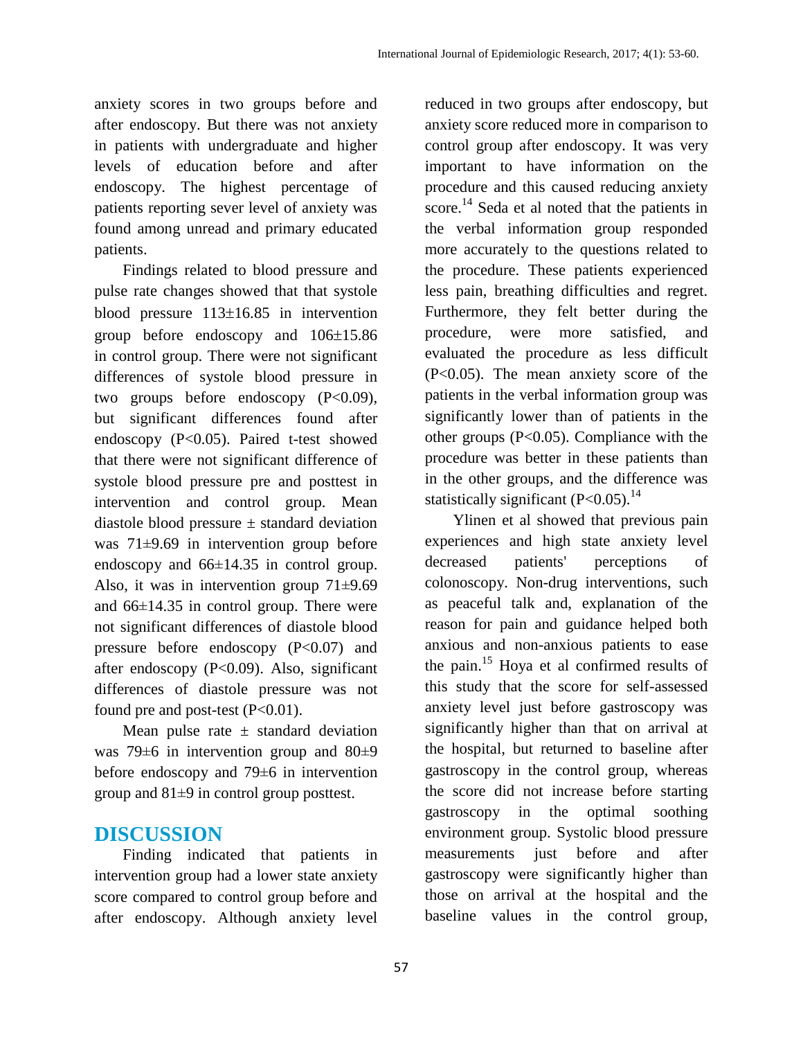anxiety scores in two groups before and after endoscopy. But there was not anxiety in patients with undergraduate and higher levels of education before and after endoscopy. The highest percentage of patients reporting sever level of anxiety was found among unread and primary educated patients.

Findings related to blood pressure and pulse rate changes showed that that systole blood pressure 113±16.85 in intervention group before endoscopy and 106±15.86 in control group. There were not significant differences of systole blood pressure in two groups before endoscopy ($P<0.09$), but significant differences found after endoscopy ($P<0.05$). Paired t-test showed that there were not significant difference of systole blood pressure pre and posttest in intervention and control group. Mean diastole blood pressure ± standard deviation was 71±9.69 in intervention group before endoscopy and 66±14.35 in control group. Also, it was in intervention group 71±9.69 and 66±14.35 in control group. There were not significant differences of diastole blood pressure before endoscopy ($P<0.07$) and after endoscopy ($P<0.09$). Also, significant differences of diastole pressure was not found pre and post-test ($P<0.01$).

Mean pulse rate ± standard deviation was 79±6 in intervention group and 80±9 before endoscopy and 79±6 in intervention group and 81±9 in control group posttest.

## DISCUSSION

Finding indicated that patients in intervention group had a lower state anxiety score compared to control group before and after endoscopy. Although anxiety level reduced in two groups after endoscopy, but anxiety score reduced more in comparison to control group after endoscopy. It was very important to have information on the procedure and this caused reducing anxiety score.[14] Seda et al noted that the patients in the verbal information group responded more accurately to the questions related to the procedure. These patients experienced less pain, breathing difficulties and regret. Furthermore, they felt better during the procedure, were more satisfied, and evaluated the procedure as less difficult ($P<0.05$). The mean anxiety score of the patients in the verbal information group was significantly lower than of patients in the other groups ($P<0.05$). Compliance with the procedure was better in these patients than in the other groups, and the difference was statistically significant ($P<0.05$).[14]

Ylinen et al showed that previous pain experiences and high state anxiety level decreased patients' perceptions of colonoscopy. Non-drug interventions, such as peaceful talk and, explanation of the reason for pain and guidance helped both anxious and non-anxious patients to ease the pain.[15] Hoya et al confirmed results of this study that the score for self-assessed anxiety level just before gastroscopy was significantly higher than that on arrival at the hospital, but returned to baseline after gastroscopy in the control group, whereas the score did not increase before starting gastroscopy in the optimal soothing environment group. Systolic blood pressure measurements just before and after gastroscopy were significantly higher than those on arrival at the hospital and the baseline values in the control group,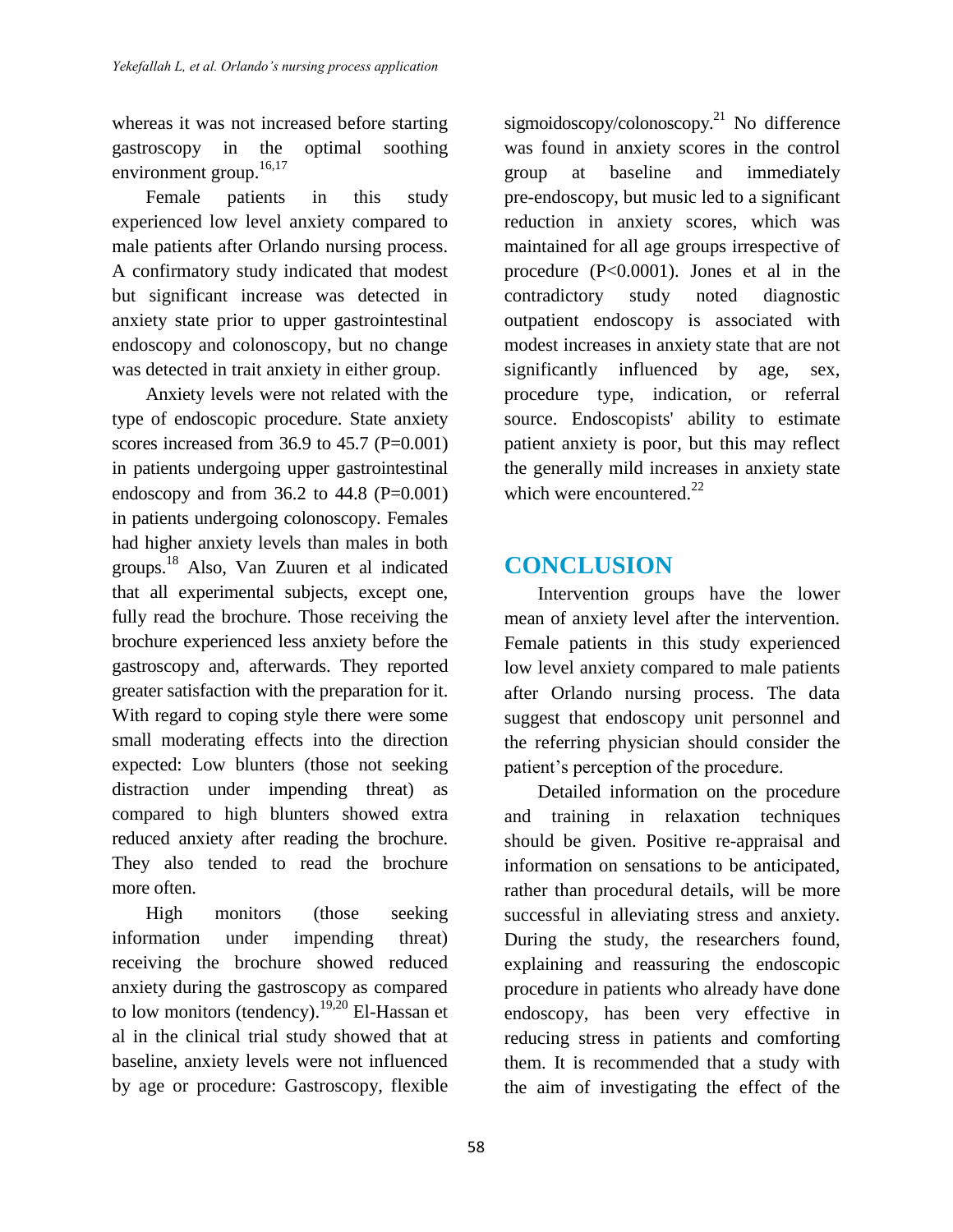whereas it was not increased before starting gastroscopy in the optimal soothing environment group.[16,17]

Female patients in this study experienced low level anxiety compared to male patients after Orlando nursing process. A confirmatory study indicated that modest but significant increase was detected in anxiety state prior to upper gastrointestinal endoscopy and colonoscopy, but no change was detected in trait anxiety in either group.

Anxiety levels were not related with the type of endoscopic procedure. State anxiety scores increased from 36.9 to 45.7 (P=0.001) in patients undergoing upper gastrointestinal endoscopy and from 36.2 to 44.8 (P=0.001) in patients undergoing colonoscopy. Females had higher anxiety levels than males in both groups.[18] Also, Van Zuuren et al indicated that all experimental subjects, except one, fully read the brochure. Those receiving the brochure experienced less anxiety before the gastroscopy and, afterwards. They reported greater satisfaction with the preparation for it. With regard to coping style there were some small moderating effects into the direction expected: Low blunters (those not seeking distraction under impending threat) as compared to high blunters showed extra reduced anxiety after reading the brochure. They also tended to read the brochure more often.

High monitors (those seeking information under impending threat) receiving the brochure showed reduced anxiety during the gastroscopy as compared to low monitors (tendency).[19,20] El-Hassan et al in the clinical trial study showed that at baseline, anxiety levels were not influenced by age or procedure: Gastroscopy, flexible sigmoidoscopy/colonoscopy.[21] No difference was found in anxiety scores in the control group at baseline and immediately pre-endoscopy, but music led to a significant reduction in anxiety scores, which was maintained for all age groups irrespective of procedure (P<0.0001). Jones et al in the contradictory study noted diagnostic outpatient endoscopy is associated with modest increases in anxiety state that are not significantly influenced by age, sex, procedure type, indication, or referral source. Endoscopists' ability to estimate patient anxiety is poor, but this may reflect the generally mild increases in anxiety state which were encountered.[22]

## CONCLUSION

Intervention groups have the lower mean of anxiety level after the intervention. Female patients in this study experienced low level anxiety compared to male patients after Orlando nursing process. The data suggest that endoscopy unit personnel and the referring physician should consider the patient's perception of the procedure.

Detailed information on the procedure and training in relaxation techniques should be given. Positive re-appraisal and information on sensations to be anticipated, rather than procedural details, will be more successful in alleviating stress and anxiety. During the study, the researchers found, explaining and reassuring the endoscopic procedure in patients who already have done endoscopy, has been very effective in reducing stress in patients and comforting them. It is recommended that a study with the aim of investigating the effect of the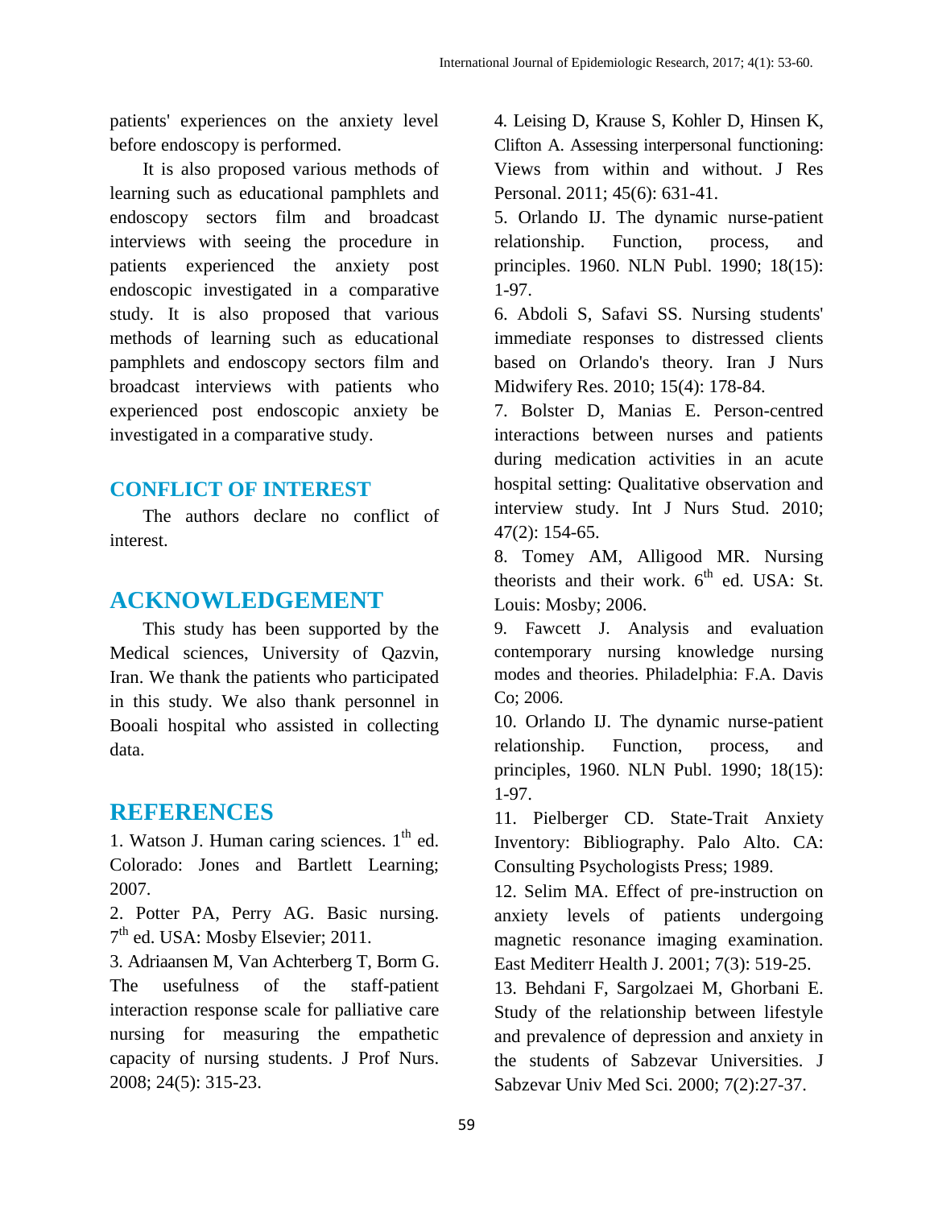patients' experiences on the anxiety level before endoscopy is performed.

It is also proposed various methods of learning such as educational pamphlets and endoscopy sectors film and broadcast interviews with seeing the procedure in patients experienced the anxiety post endoscopic investigated in a comparative study. It is also proposed that various methods of learning such as educational pamphlets and endoscopy sectors film and broadcast interviews with patients who experienced post endoscopic anxiety be investigated in a comparative study.

## CONFLICT OF INTEREST

The authors declare no conflict of interest.

## ACKNOWLEDGEMENT

This study has been supported by the Medical sciences, University of Qazvin, Iran. We thank the patients who participated in this study. We also thank personnel in Booali hospital who assisted in collecting data.

## REFERENCES

1. Watson J. Human caring sciences. 1th ed. Colorado: Jones and Bartlett Learning; 2007.
2. Potter PA, Perry AG. Basic nursing. 7th ed. USA: Mosby Elsevier; 2011.
3. Adriaansen M, Van Achterberg T, Borm G. The usefulness of the staff-patient interaction response scale for palliative care nursing for measuring the empathetic capacity of nursing students. J Prof Nurs. 2008; 24(5): 315-23.
4. Leising D, Krause S, Kohler D, Hinsen K, Clifton A. Assessing interpersonal functioning: Views from within and without. J Res Personal. 2011; 45(6): 631-41.
5. Orlando IJ. The dynamic nurse-patient relationship. Function, process, and principles. 1960. NLN Publ. 1990; 18(15): 1-97.
6. Abdoli S, Safavi SS. Nursing students' immediate responses to distressed clients based on Orlando's theory. Iran J Nurs Midwifery Res. 2010; 15(4): 178-84.
7. Bolster D, Manias E. Person-centred interactions between nurses and patients during medication activities in an acute hospital setting: Qualitative observation and interview study. Int J Nurs Stud. 2010; 47(2): 154-65.
8. Tomey AM, Alligood MR. Nursing theorists and their work. 6th ed. USA: St. Louis: Mosby; 2006.
9. Fawcett J. Analysis and evaluation contemporary nursing knowledge nursing modes and theories. Philadelphia: F.A. Davis Co; 2006.
10. Orlando IJ. The dynamic nurse-patient relationship. Function, process, and principles, 1960. NLN Publ. 1990; 18(15): 1-97.
11. Pielberger CD. State-Trait Anxiety Inventory: Bibliography. Palo Alto. CA: Consulting Psychologists Press; 1989.
12. Selim MA. Effect of pre-instruction on anxiety levels of patients undergoing magnetic resonance imaging examination. East Mediterr Health J. 2001; 7(3): 519-25.
13. Behdani F, Sargolzaei M, Ghorbani E. Study of the relationship between lifestyle and prevalence of depression and anxiety in the students of Sabzevar Universities. J Sabzevar Univ Med Sci. 2000; 7(2):27-37.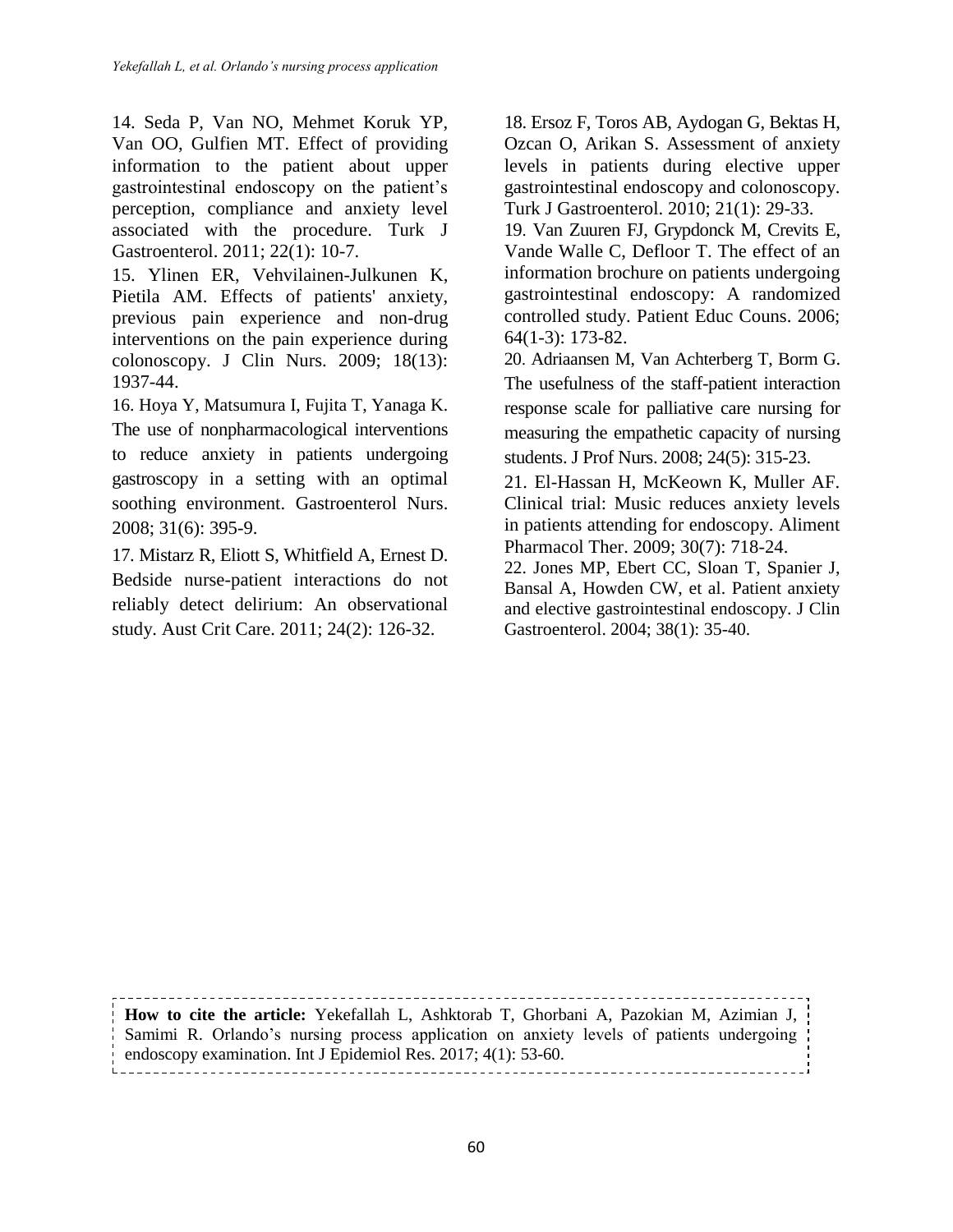14. Seda P, Van NO, Mehmet Koruk YP, Van OO, Gulfien MT. Effect of providing information to the patient about upper gastrointestinal endoscopy on the patient's perception, compliance and anxiety level associated with the procedure. Turk J Gastroenterol. 2011; 22(1): 10-7.

15. Ylinen ER, Vehvilainen-Julkunen K, Pietila AM. Effects of patients' anxiety, previous pain experience and non-drug interventions on the pain experience during colonoscopy. J Clin Nurs. 2009; 18(13): 1937-44.

16. Hoya Y, Matsumura I, Fujita T, Yanaga K. The use of nonpharmacological interventions to reduce anxiety in patients undergoing gastroscopy in a setting with an optimal soothing environment. Gastroenterol Nurs. 2008; 31(6): 395-9.

17. Mistarz R, Eliott S, Whitfield A, Ernest D. Bedside nurse-patient interactions do not reliably detect delirium: An observational study. Aust Crit Care. 2011; 24(2): 126-32.

18. Ersoz F, Toros AB, Aydogan G, Bektas H, Ozcan O, Arikan S. Assessment of anxiety levels in patients during elective upper gastrointestinal endoscopy and colonoscopy. Turk J Gastroenterol. 2010; 21(1): 29-33.

19. Van Zuuren FJ, Grypdonck M, Crevits E, Vande Walle C, Defloor T. The effect of an information brochure on patients undergoing gastrointestinal endoscopy: A randomized controlled study. Patient Educ Couns. 2006; 64(1-3): 173-82.

20. Adriaansen M, Van Achterberg T, Borm G. The usefulness of the staff-patient interaction response scale for palliative care nursing for measuring the empathetic capacity of nursing students. J Prof Nurs. 2008; 24(5): 315-23.

21. El-Hassan H, McKeown K, Muller AF. Clinical trial: Music reduces anxiety levels in patients attending for endoscopy. Aliment Pharmacol Ther. 2009; 30(7): 718-24.

22. Jones MP, Ebert CC, Sloan T, Spanier J, Bansal A, Howden CW, et al. Patient anxiety and elective gastrointestinal endoscopy. J Clin Gastroenterol. 2004; 38(1): 35-40.

**How to cite the article:** Yekefallah L, Ashktorab T, Ghorbani A, Pazokian M, Azimian J, Samimi R. Orlando's nursing process application on anxiety levels of patients undergoing endoscopy examination. Int J Epidemiol Res. 2017; 4(1): 53-60.